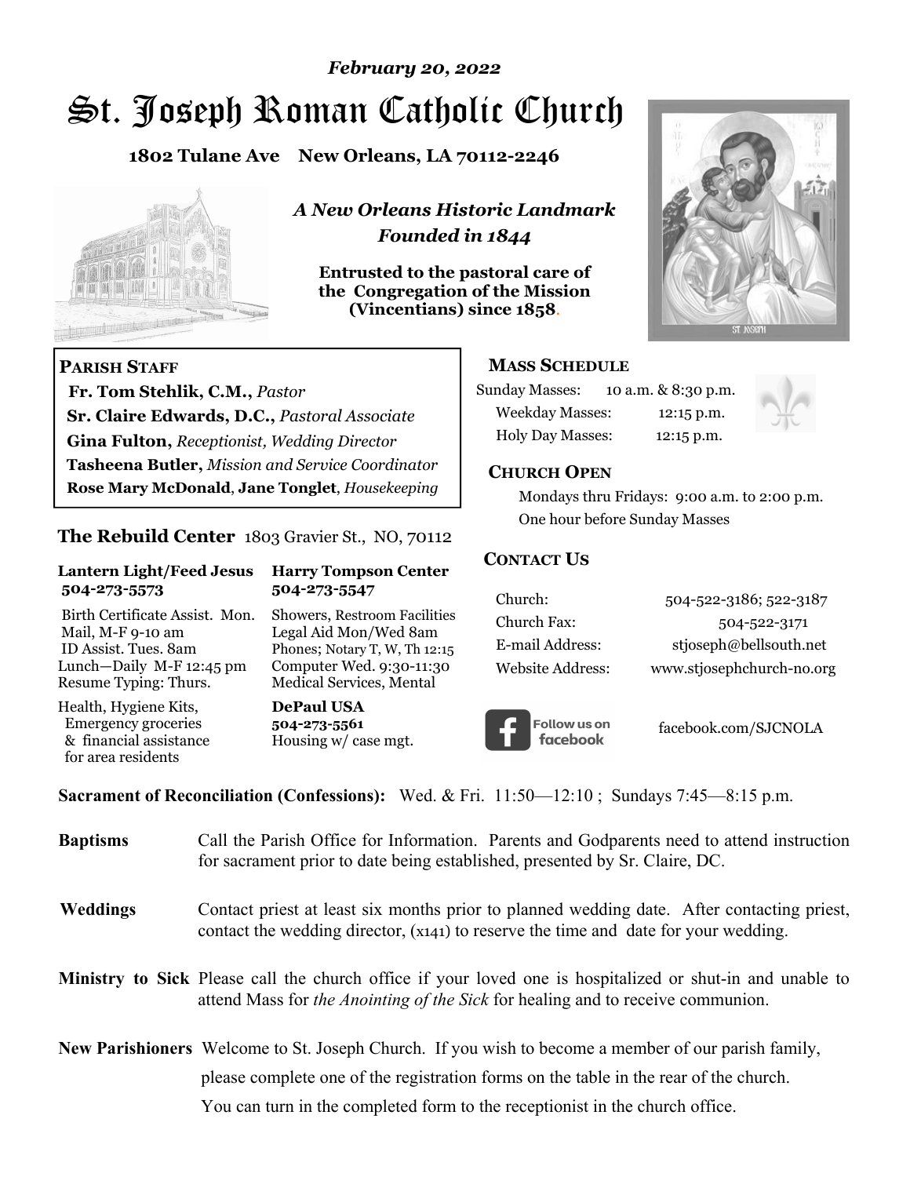*February 20, 2022*

# St. Joseph Roman Catholic Church

**1802 Tulane Ave New Orleans, LA 70112-2246**

***A New Orleans Historic Landmark***
***Founded in 1844***

**Entrusted to the pastoral care of the Congregation of the Mission (Vincentians) since 1858.**

## PARISH STAFF

**Fr. Tom Stehlik, C.M.,** *Pastor*
**Sr. Claire Edwards, D.C.,** *Pastoral Associate*
**Gina Fulton,** *Receptionist, Wedding Director*
**Tasheena Butler,** *Mission and Service Coordinator*
**Rose Mary McDonald**, **Jane Tonglet**, *Housekeeping*

## The Rebuild Center 1803 Gravier St., NO, 70112

**Lantern Light/Feed Jesus**
**504-273-5573**

Birth Certificate Assist. Mon.
Mail, M-F 9-10 am
ID Assist. Tues. 8am
Lunch—Daily M-F 12:45 pm
Resume Typing: Thurs.

Health, Hygiene Kits, Emergency groceries & financial assistance for area residents

**Harry Tompson Center**
**504-273-5547**

Showers, Restroom Facilities
Legal Aid Mon/Wed 8am
Phones; Notary T, W, Th 12:15
Computer Wed. 9:30-11:30
Medical Services, Mental

**DePaul USA**
**504-273-5561**
Housing w/ case mgt.

## MASS SCHEDULE

| | |
|---|---|
| Sunday Masses: | 10 a.m. & 8:30 p.m. |
| Weekday Masses: | 12:15 p.m. |
| Holy Day Masses: | 12:15 p.m. |

## CHURCH OPEN

Mondays thru Fridays: 9:00 a.m. to 2:00 p.m.
One hour before Sunday Masses

## CONTACT US

| | |
|---|---|
| Church: | 504-522-3186; 522-3187 |
| Church Fax: | 504-522-3171 |
| E-mail Address: | stjoseph@bellsouth.net |
| Website Address: | www.stjosephchurch-no.org |

Follow us on facebook — facebook.com/SJCNOLA

**Sacrament of Reconciliation (Confessions):** Wed. & Fri. 11:50—12:10 ; Sundays 7:45—8:15 p.m.

**Baptisms** Call the Parish Office for Information. Parents and Godparents need to attend instruction for sacrament prior to date being established, presented by Sr. Claire, DC.

**Weddings** Contact priest at least six months prior to planned wedding date. After contacting priest, contact the wedding director, (x141) to reserve the time and date for your wedding.

**Ministry to Sick** Please call the church office if your loved one is hospitalized or shut-in and unable to attend Mass for *the Anointing of the Sick* for healing and to receive communion.

**New Parishioners** Welcome to St. Joseph Church. If you wish to become a member of our parish family, please complete one of the registration forms on the table in the rear of the church. You can turn in the completed form to the receptionist in the church office.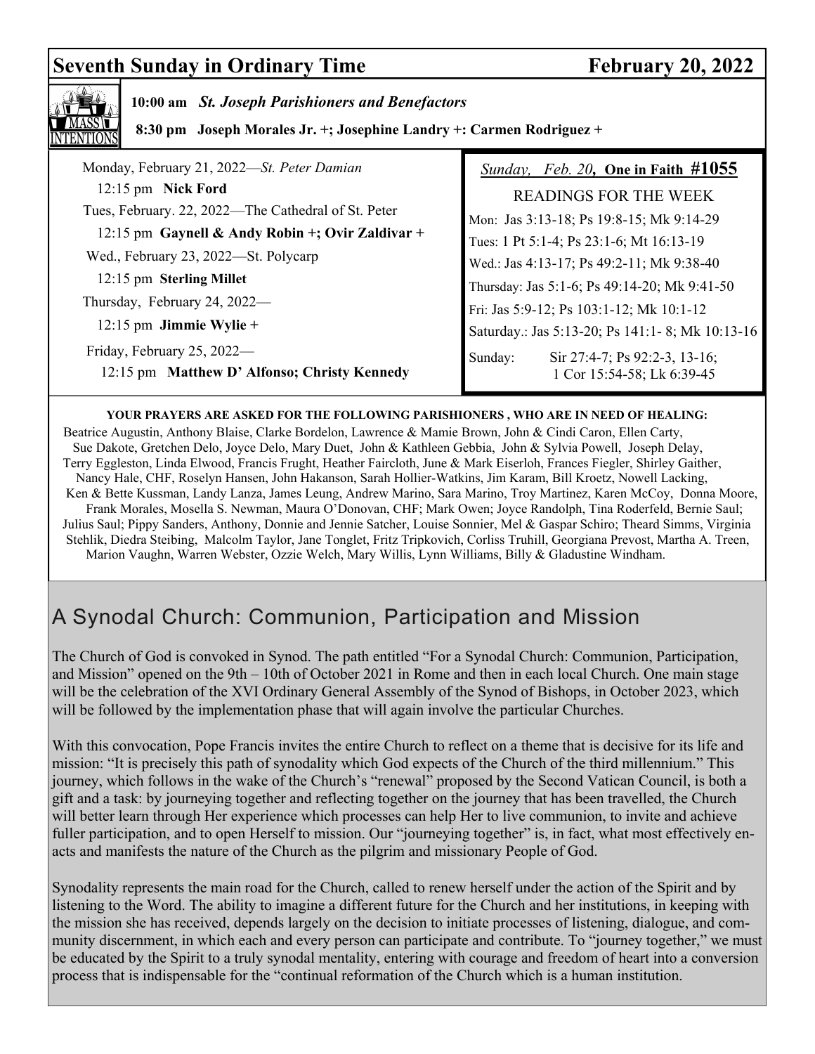## Seventh Sunday in Ordinary Time — February 20, 2022

**MASS INTENTIONS**

**10:00 am** ***St. Joseph Parishioners and Benefactors***

**8:30 pm Joseph Morales Jr. +; Josephine Landry +: Carmen Rodriguez +**

Monday, February 21, 2022—*St. Peter Damian*

12:15 pm **Nick Ford**

Tues, February. 22, 2022—The Cathedral of St. Peter

12:15 pm **Gaynell & Andy Robin +; Ovir Zaldivar +**

Wed., February 23, 2022—St. Polycarp

12:15 pm **Sterling Millet**

Thursday, February 24, 2022—

12:15 pm **Jimmie Wylie +**

Friday, February 25, 2022—

12:15 pm **Matthew D' Alfonso; Christy Kennedy**

*Sunday, Feb. 20*, **One in Faith #1055**

READINGS FOR THE WEEK

Mon: Jas 3:13-18; Ps 19:8-15; Mk 9:14-29

Tues: 1 Pt 5:1-4; Ps 23:1-6; Mt 16:13-19

Wed.: Jas 4:13-17; Ps 49:2-11; Mk 9:38-40

Thursday: Jas 5:1-6; Ps 49:14-20; Mk 9:41-50

Fri: Jas 5:9-12; Ps 103:1-12; Mk 10:1-12

Saturday.: Jas 5:13-20; Ps 141:1- 8; Mk 10:13-16

Sunday: Sir 27:4-7; Ps 92:2-3, 13-16; 1 Cor 15:54-58; Lk 6:39-45

**YOUR PRAYERS ARE ASKED FOR THE FOLLOWING PARISHIONERS , WHO ARE IN NEED OF HEALING:**

Beatrice Augustin, Anthony Blaise, Clarke Bordelon, Lawrence & Mamie Brown, John & Cindi Caron, Ellen Carty, Sue Dakote, Gretchen Delo, Joyce Delo, Mary Duet, John & Kathleen Gebbia, John & Sylvia Powell, Joseph Delay, Terry Eggleston, Linda Elwood, Francis Frught, Heather Faircloth, June & Mark Eiserloh, Frances Fiegler, Shirley Gaither, Nancy Hale, CHF, Roselyn Hansen, John Hakanson, Sarah Hollier-Watkins, Jim Karam, Bill Kroetz, Nowell Lacking, Ken & Bette Kussman, Landy Lanza, James Leung, Andrew Marino, Sara Marino, Troy Martinez, Karen McCoy, Donna Moore, Frank Morales, Mosella S. Newman, Maura O'Donovan, CHF; Mark Owen; Joyce Randolph, Tina Roderfeld, Bernie Saul; Julius Saul; Pippy Sanders, Anthony, Donnie and Jennie Satcher, Louise Sonnier, Mel & Gaspar Schiro; Theard Simms, Virginia Stehlik, Diedra Steibing, Malcolm Taylor, Jane Tonglet, Fritz Tripkovich, Corliss Truhill, Georgiana Prevost, Martha A. Treen, Marion Vaughn, Warren Webster, Ozzie Welch, Mary Willis, Lynn Williams, Billy & Gladustine Windham.

## A Synodal Church: Communion, Participation and Mission

The Church of God is convoked in Synod. The path entitled "For a Synodal Church: Communion, Participation, and Mission" opened on the 9th – 10th of October 2021 in Rome and then in each local Church. One main stage will be the celebration of the XVI Ordinary General Assembly of the Synod of Bishops, in October 2023, which will be followed by the implementation phase that will again involve the particular Churches.

With this convocation, Pope Francis invites the entire Church to reflect on a theme that is decisive for its life and mission: "It is precisely this path of synodality which God expects of the Church of the third millennium." This journey, which follows in the wake of the Church's "renewal" proposed by the Second Vatican Council, is both a gift and a task: by journeying together and reflecting together on the journey that has been travelled, the Church will better learn through Her experience which processes can help Her to live communion, to invite and achieve fuller participation, and to open Herself to mission. Our "journeying together" is, in fact, what most effectively enacts and manifests the nature of the Church as the pilgrim and missionary People of God.

Synodality represents the main road for the Church, called to renew herself under the action of the Spirit and by listening to the Word. The ability to imagine a different future for the Church and her institutions, in keeping with the mission she has received, depends largely on the decision to initiate processes of listening, dialogue, and community discernment, in which each and every person can participate and contribute. To "journey together," we must be educated by the Spirit to a truly synodal mentality, entering with courage and freedom of heart into a conversion process that is indispensable for the "continual reformation of the Church which is a human institution.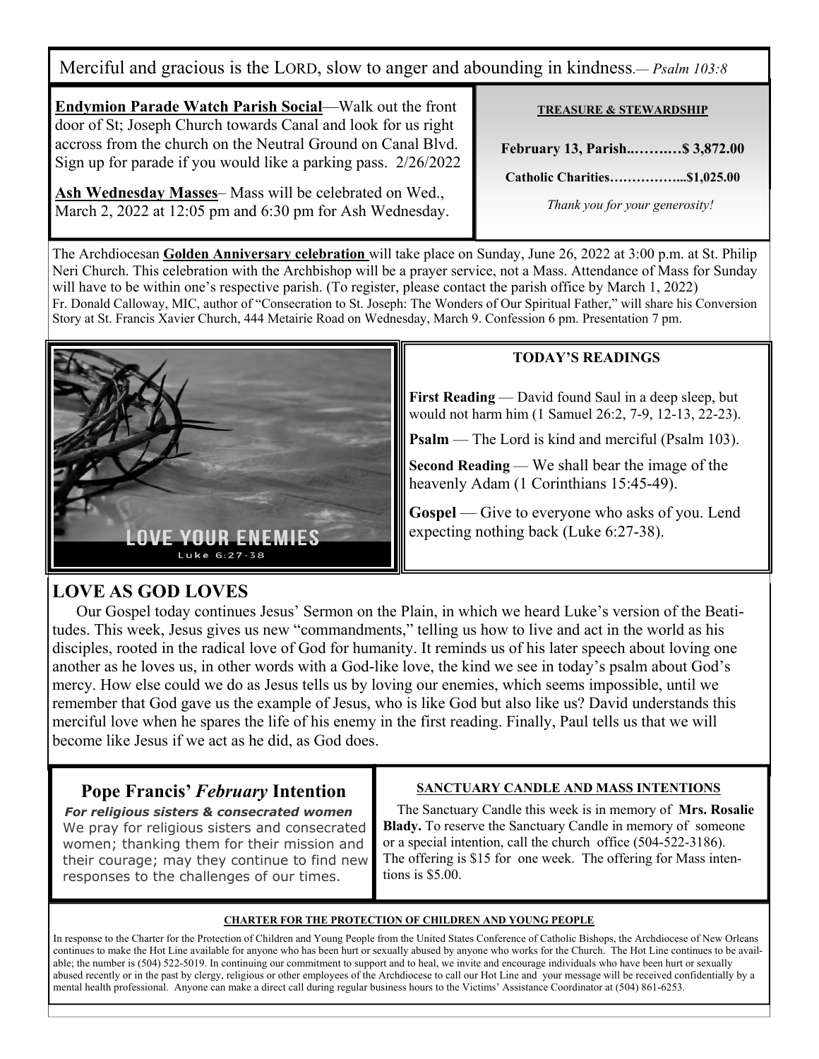Merciful and gracious is the LORD, slow to anger and abounding in kindness.— *Psalm 103:8*

**Endymion Parade Watch Parish Social**—Walk out the front door of St; Joseph Church towards Canal and look for us right accross from the church on the Neutral Ground on Canal Blvd. Sign up for parade if you would like a parking pass. 2/26/2022

**Ash Wednesday Masses**– Mass will be celebrated on Wed., March 2, 2022 at 12:05 pm and 6:30 pm for Ash Wednesday.

**TREASURE & STEWARDSHIP**

**February 13, Parish..……..…$ 3,872.00**

**Catholic Charities……………...$1,025.00**

*Thank you for your generosity!*

The Archdiocesan **Golden Anniversary celebration** will take place on Sunday, June 26, 2022 at 3:00 p.m. at St. Philip Neri Church. This celebration with the Archbishop will be a prayer service, not a Mass. Attendance of Mass for Sunday will have to be within one's respective parish. (To register, please contact the parish office by March 1, 2022)

Fr. Donald Calloway, MIC, author of "Consecration to St. Joseph: The Wonders of Our Spiritual Father," will share his Conversion Story at St. Francis Xavier Church, 444 Metairie Road on Wednesday, March 9. Confession 6 pm. Presentation 7 pm.

LOVE YOUR ENEMIES
Luke 6:27-38

**TODAY'S READINGS**

**First Reading** — David found Saul in a deep sleep, but would not harm him (1 Samuel 26:2, 7-9, 12-13, 22-23).

**Psalm** — The Lord is kind and merciful (Psalm 103).

**Second Reading** — We shall bear the image of the heavenly Adam (1 Corinthians 15:45-49).

**Gospel** — Give to everyone who asks of you. Lend expecting nothing back (Luke 6:27-38).

## LOVE AS GOD LOVES

Our Gospel today continues Jesus' Sermon on the Plain, in which we heard Luke's version of the Beatitudes. This week, Jesus gives us new "commandments," telling us how to live and act in the world as his disciples, rooted in the radical love of God for humanity. It reminds us of his later speech about loving one another as he loves us, in other words with a God-like love, the kind we see in today's psalm about God's mercy. How else could we do as Jesus tells us by loving our enemies, which seems impossible, until we remember that God gave us the example of Jesus, who is like God but also like us? David understands this merciful love when he spares the life of his enemy in the first reading. Finally, Paul tells us that we will become like Jesus if we act as he did, as God does.

## Pope Francis' *February* Intention

***For religious sisters & consecrated women***

We pray for religious sisters and consecrated women; thanking them for their mission and their courage; may they continue to find new responses to the challenges of our times.

**SANCTUARY CANDLE AND MASS INTENTIONS**

The Sanctuary Candle this week is in memory of **Mrs. Rosalie Blady.** To reserve the Sanctuary Candle in memory of someone or a special intention, call the church office (504-522-3186). The offering is $15 for one week. The offering for Mass intentions is $5.00.

**CHARTER FOR THE PROTECTION OF CHILDREN AND YOUNG PEOPLE**

In response to the Charter for the Protection of Children and Young People from the United States Conference of Catholic Bishops, the Archdiocese of New Orleans continues to make the Hot Line available for anyone who has been hurt or sexually abused by anyone who works for the Church. The Hot Line continues to be available; the number is (504) 522-5019. In continuing our commitment to support and to heal, we invite and encourage individuals who have been hurt or sexually abused recently or in the past by clergy, religious or other employees of the Archdiocese to call our Hot Line and your message will be received confidentially by a mental health professional. Anyone can make a direct call during regular business hours to the Victims' Assistance Coordinator at (504) 861-6253.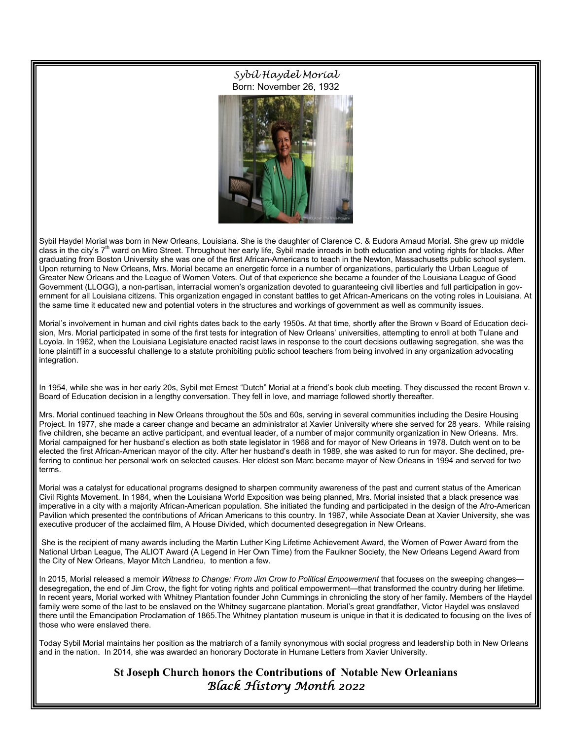# *Sybil Haydel Morial*

Born: November 26, 1932

Sybil Haydel Morial was born in New Orleans, Louisiana. She is the daughter of Clarence C. & Eudora Arnaud Morial. She grew up middle class in the city's 7th ward on Miro Street. Throughout her early life, Sybil made inroads in both education and voting rights for blacks. After graduating from Boston University she was one of the first African-Americans to teach in the Newton, Massachusetts public school system. Upon returning to New Orleans, Mrs. Morial became an energetic force in a number of organizations, particularly the Urban League of Greater New Orleans and the League of Women Voters. Out of that experience she became a founder of the Louisiana League of Good Government (LLOGG), a non-partisan, interracial women's organization devoted to guaranteeing civil liberties and full participation in government for all Louisiana citizens. This organization engaged in constant battles to get African-Americans on the voting roles in Louisiana. At the same time it educated new and potential voters in the structures and workings of government as well as community issues.

Morial's involvement in human and civil rights dates back to the early 1950s. At that time, shortly after the Brown v Board of Education decision, Mrs. Morial participated in some of the first tests for integration of New Orleans' universities, attempting to enroll at both Tulane and Loyola. In 1962, when the Louisiana Legislature enacted racist laws in response to the court decisions outlawing segregation, she was the lone plaintiff in a successful challenge to a statute prohibiting public school teachers from being involved in any organization advocating integration.

In 1954, while she was in her early 20s, Sybil met Ernest "Dutch" Morial at a friend's book club meeting. They discussed the recent Brown v. Board of Education decision in a lengthy conversation. They fell in love, and marriage followed shortly thereafter.

Mrs. Morial continued teaching in New Orleans throughout the 50s and 60s, serving in several communities including the Desire Housing Project. In 1977, she made a career change and became an administrator at Xavier University where she served for 28 years. While raising five children, she became an active participant, and eventual leader, of a number of major community organization in New Orleans. Mrs. Morial campaigned for her husband's election as both state legislator in 1968 and for mayor of New Orleans in 1978. Dutch went on to be elected the first African-American mayor of the city. After her husband's death in 1989, she was asked to run for mayor. She declined, preferring to continue her personal work on selected causes. Her eldest son Marc became mayor of New Orleans in 1994 and served for two terms.

Morial was a catalyst for educational programs designed to sharpen community awareness of the past and current status of the American Civil Rights Movement. In 1984, when the Louisiana World Exposition was being planned, Mrs. Morial insisted that a black presence was imperative in a city with a majority African-American population. She initiated the funding and participated in the design of the Afro-American Pavilion which presented the contributions of African Americans to this country. In 1987, while Associate Dean at Xavier University, she was executive producer of the acclaimed film, A House Divided, which documented desegregation in New Orleans.

She is the recipient of many awards including the Martin Luther King Lifetime Achievement Award, the Women of Power Award from the National Urban League, The ALIOT Award (A Legend in Her Own Time) from the Faulkner Society, the New Orleans Legend Award from the City of New Orleans, Mayor Mitch Landrieu, to mention a few.

In 2015, Morial released a memoir *Witness to Change: From Jim Crow to Political Empowerment* that focuses on the sweeping changes—desegregation, the end of Jim Crow, the fight for voting rights and political empowerment—that transformed the country during her lifetime. In recent years, Morial worked with Whitney Plantation founder John Cummings in chronicling the story of her family. Members of the Haydel family were some of the last to be enslaved on the Whitney sugarcane plantation. Morial's great grandfather, Victor Haydel was enslaved there until the Emancipation Proclamation of 1865.The Whitney plantation museum is unique in that it is dedicated to focusing on the lives of those who were enslaved there.

Today Sybil Morial maintains her position as the matriarch of a family synonymous with social progress and leadership both in New Orleans and in the nation. In 2014, she was awarded an honorary Doctorate in Humane Letters from Xavier University.

**St Joseph Church honors the Contributions of Notable New Orleanians**

***Black History Month 2022***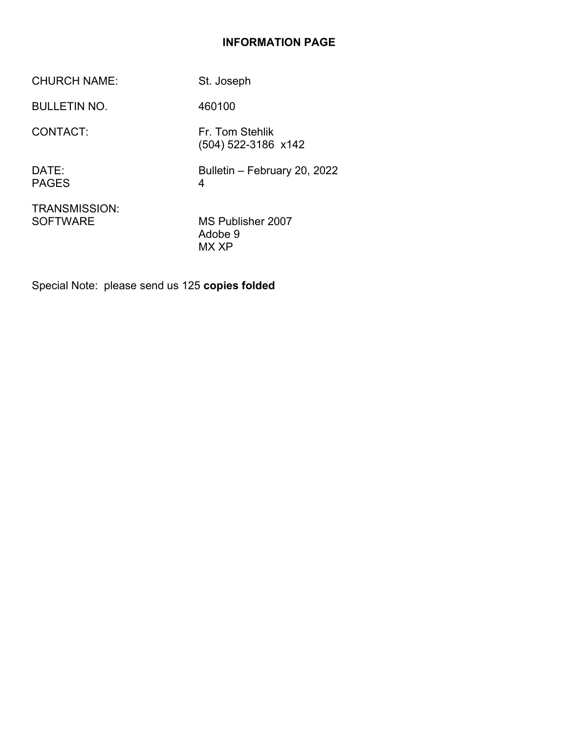# INFORMATION PAGE

| | |
|---|---|
| CHURCH NAME: | St. Joseph |
| BULLETIN NO. | 460100 |
| CONTACT: | Fr. Tom Stehlik<br>(504) 522-3186 x142 |
| DATE:<br>PAGES | Bulletin – February 20, 2022<br>4 |
| TRANSMISSION:<br>SOFTWARE | MS Publisher 2007<br>Adobe 9<br>MX XP |

Special Note: please send us 125 **copies folded**